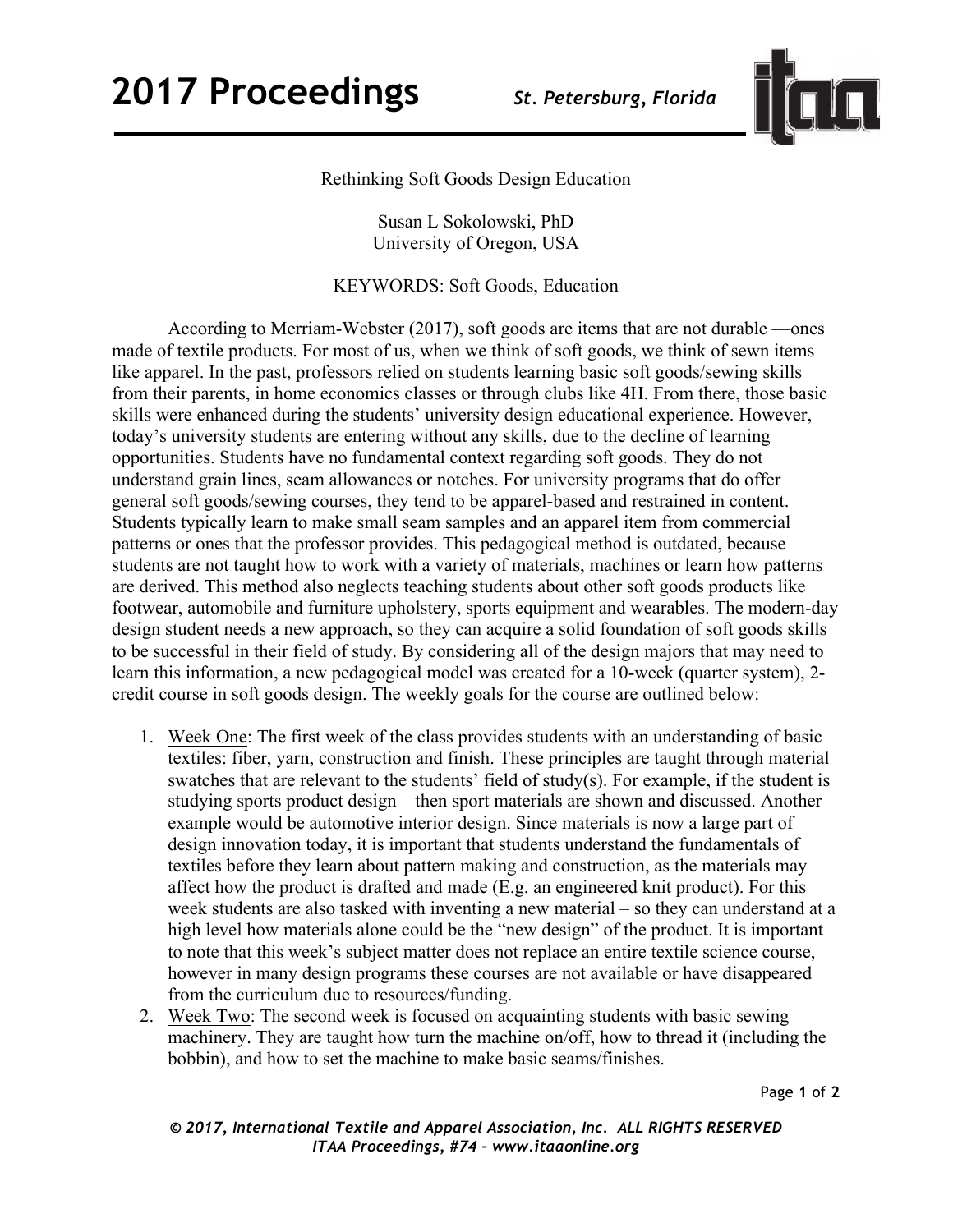# Rethinking Soft Goods Design Education

Susan L Sokolowski, PhD
University of Oregon, USA

KEYWORDS: Soft Goods, Education

According to Merriam-Webster (2017), soft goods are items that are not durable —ones made of textile products. For most of us, when we think of soft goods, we think of sewn items like apparel. In the past, professors relied on students learning basic soft goods/sewing skills from their parents, in home economics classes or through clubs like 4H. From there, those basic skills were enhanced during the students' university design educational experience. However, today's university students are entering without any skills, due to the decline of learning opportunities. Students have no fundamental context regarding soft goods. They do not understand grain lines, seam allowances or notches. For university programs that do offer general soft goods/sewing courses, they tend to be apparel-based and restrained in content. Students typically learn to make small seam samples and an apparel item from commercial patterns or ones that the professor provides. This pedagogical method is outdated, because students are not taught how to work with a variety of materials, machines or learn how patterns are derived. This method also neglects teaching students about other soft goods products like footwear, automobile and furniture upholstery, sports equipment and wearables. The modern-day design student needs a new approach, so they can acquire a solid foundation of soft goods skills to be successful in their field of study. By considering all of the design majors that may need to learn this information, a new pedagogical model was created for a 10-week (quarter system), 2-credit course in soft goods design. The weekly goals for the course are outlined below:

1. Week One: The first week of the class provides students with an understanding of basic textiles: fiber, yarn, construction and finish. These principles are taught through material swatches that are relevant to the students' field of study(s). For example, if the student is studying sports product design – then sport materials are shown and discussed. Another example would be automotive interior design. Since materials is now a large part of design innovation today, it is important that students understand the fundamentals of textiles before they learn about pattern making and construction, as the materials may affect how the product is drafted and made (E.g. an engineered knit product). For this week students are also tasked with inventing a new material – so they can understand at a high level how materials alone could be the "new design" of the product. It is important to note that this week's subject matter does not replace an entire textile science course, however in many design programs these courses are not available or have disappeared from the curriculum due to resources/funding.
2. Week Two: The second week is focused on acquainting students with basic sewing machinery. They are taught how turn the machine on/off, how to thread it (including the bobbin), and how to set the machine to make basic seams/finishes.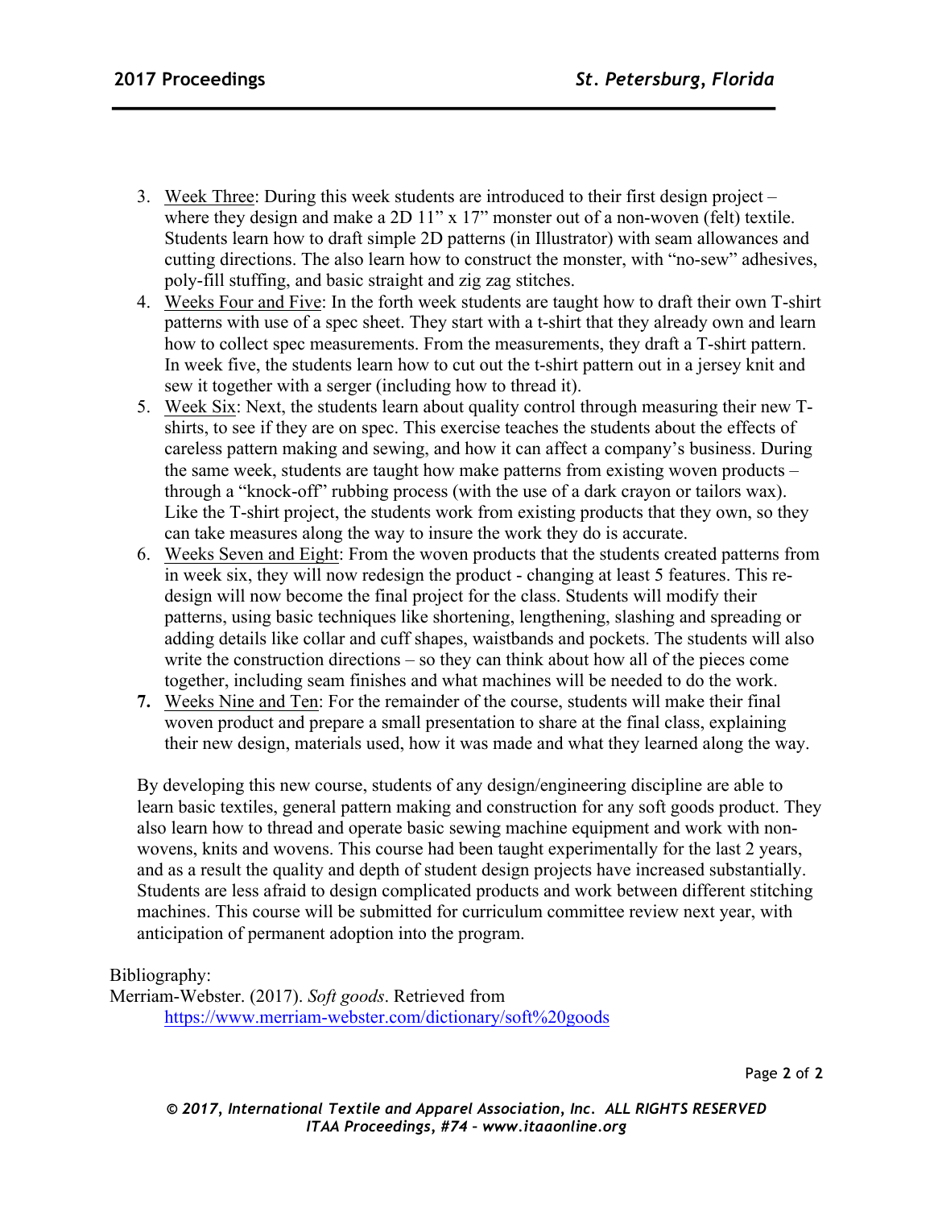3. Week Three: During this week students are introduced to their first design project – where they design and make a 2D 11" x 17" monster out of a non-woven (felt) textile. Students learn how to draft simple 2D patterns (in Illustrator) with seam allowances and cutting directions. The also learn how to construct the monster, with "no-sew" adhesives, poly-fill stuffing, and basic straight and zig zag stitches.
4. Weeks Four and Five: In the forth week students are taught how to draft their own T-shirt patterns with use of a spec sheet. They start with a t-shirt that they already own and learn how to collect spec measurements. From the measurements, they draft a T-shirt pattern. In week five, the students learn how to cut out the t-shirt pattern out in a jersey knit and sew it together with a serger (including how to thread it).
5. Week Six: Next, the students learn about quality control through measuring their new T-shirts, to see if they are on spec. This exercise teaches the students about the effects of careless pattern making and sewing, and how it can affect a company's business. During the same week, students are taught how make patterns from existing woven products – through a "knock-off" rubbing process (with the use of a dark crayon or tailors wax). Like the T-shirt project, the students work from existing products that they own, so they can take measures along the way to insure the work they do is accurate.
6. Weeks Seven and Eight: From the woven products that the students created patterns from in week six, they will now redesign the product - changing at least 5 features. This re-design will now become the final project for the class. Students will modify their patterns, using basic techniques like shortening, lengthening, slashing and spreading or adding details like collar and cuff shapes, waistbands and pockets. The students will also write the construction directions – so they can think about how all of the pieces come together, including seam finishes and what machines will be needed to do the work.
7. Weeks Nine and Ten: For the remainder of the course, students will make their final woven product and prepare a small presentation to share at the final class, explaining their new design, materials used, how it was made and what they learned along the way.

By developing this new course, students of any design/engineering discipline are able to learn basic textiles, general pattern making and construction for any soft goods product. They also learn how to thread and operate basic sewing machine equipment and work with non-wovens, knits and wovens. This course had been taught experimentally for the last 2 years, and as a result the quality and depth of student design projects have increased substantially. Students are less afraid to design complicated products and work between different stitching machines. This course will be submitted for curriculum committee review next year, with anticipation of permanent adoption into the program.

Bibliography:

Merriam-Webster. (2017). *Soft goods*. Retrieved from https://www.merriam-webster.com/dictionary/soft%20goods